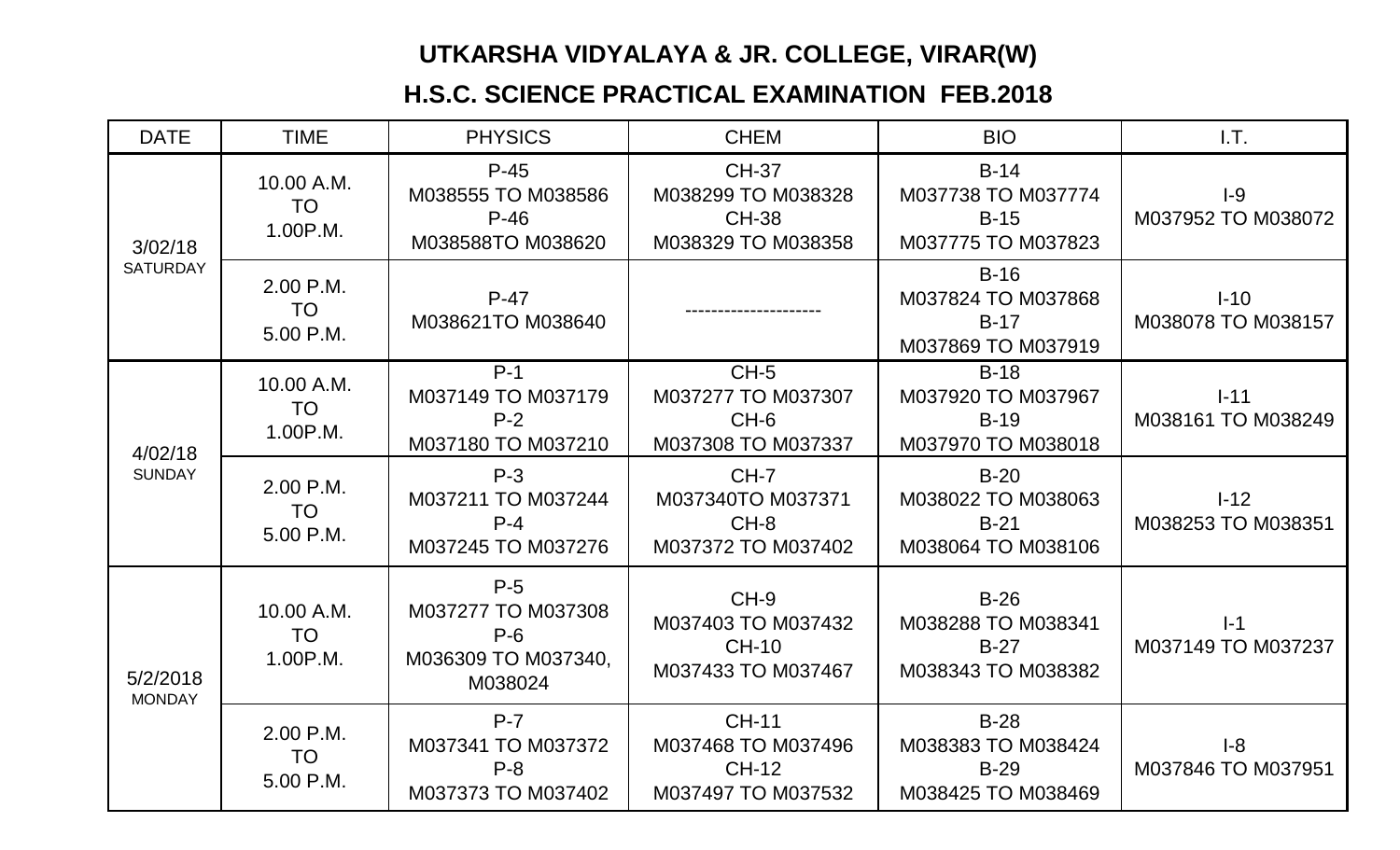# UTKARSHA VIDYALAYA & JR. COLLEGE, VIRAR(W)

## H.S.C. SCIENCE PRACTICAL EXAMINATION FEB.2018

| DATE | TIME | PHYSICS | CHEM | BIO | I.T. |
|---|---|---|---|---|---|
| 3/02/18 SATURDAY | 10.00 A.M. TO 1.00P.M. | P-45 M038555 TO M038586 P-46 M038588TO M038620 | CH-37 M038299 TO M038328 CH-38 M038329 TO M038358 | B-14 M037738 TO M037774 B-15 M037775 TO M037823 | I-9 M037952 TO M038072 |
| | 2.00 P.M. TO 5.00 P.M. | P-47 M038621TO M038640 | --------------------- | B-16 M037824 TO M037868 B-17 M037869 TO M037919 | I-10 M038078 TO M038157 |
| 4/02/18 SUNDAY | 10.00 A.M. TO 1.00P.M. | P-1 M037149 TO M037179 P-2 M037180 TO M037210 | CH-5 M037277 TO M037307 CH-6 M037308 TO M037337 | B-18 M037920 TO M037967 B-19 M037970 TO M038018 | I-11 M038161 TO M038249 |
| | 2.00 P.M. TO 5.00 P.M. | P-3 M037211 TO M037244 P-4 M037245 TO M037276 | CH-7 M037340TO M037371 CH-8 M037372 TO M037402 | B-20 M038022 TO M038063 B-21 M038064 TO M038106 | I-12 M038253 TO M038351 |
| 5/2/2018 MONDAY | 10.00 A.M. TO 1.00P.M. | P-5 M037277 TO M037308 P-6 M036309 TO M037340, M038024 | CH-9 M037403 TO M037432 CH-10 M037433 TO M037467 | B-26 M038288 TO M038341 B-27 M038343 TO M038382 | I-1 M037149 TO M037237 |
| | 2.00 P.M. TO 5.00 P.M. | P-7 M037341 TO M037372 P-8 M037373 TO M037402 | CH-11 M037468 TO M037496 CH-12 M037497 TO M037532 | B-28 M038383 TO M038424 B-29 M038425 TO M038469 | I-8 M037846 TO M037951 |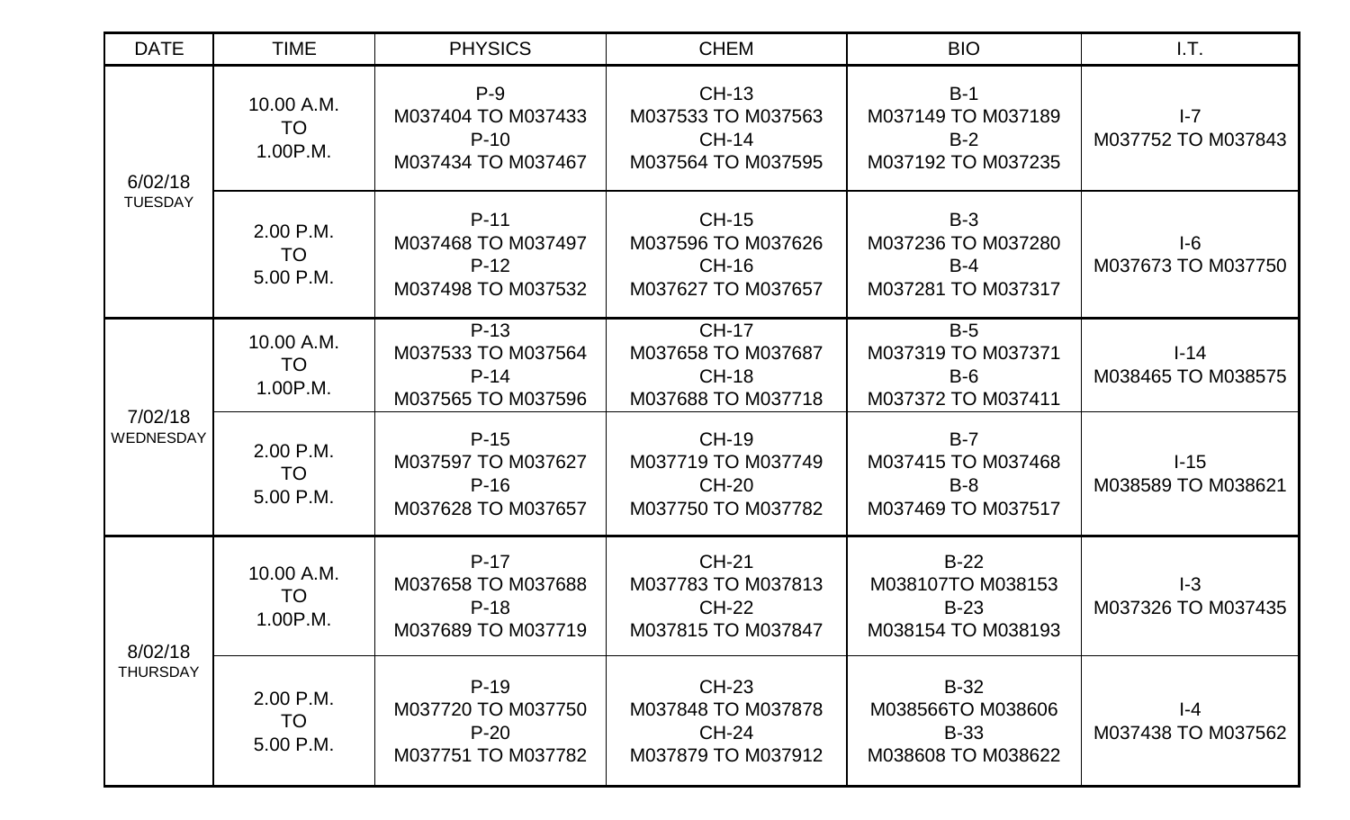| DATE | TIME | PHYSICS | CHEM | BIO | I.T. |
|---|---|---|---|---|---|
| 6/02/18 TUESDAY | 10.00 A.M. TO 1.00P.M. | P-9 M037404 TO M037433 P-10 M037434 TO M037467 | CH-13 M037533 TO M037563 CH-14 M037564 TO M037595 | B-1 M037149 TO M037189 B-2 M037192 TO M037235 | I-7 M037752 TO M037843 |
| | 2.00 P.M. TO 5.00 P.M. | P-11 M037468 TO M037497 P-12 M037498 TO M037532 | CH-15 M037596 TO M037626 CH-16 M037627 TO M037657 | B-3 M037236 TO M037280 B-4 M037281 TO M037317 | I-6 M037673 TO M037750 |
| 7/02/18 WEDNESDAY | 10.00 A.M. TO 1.00P.M. | P-13 M037533 TO M037564 P-14 M037565 TO M037596 | CH-17 M037658 TO M037687 CH-18 M037688 TO M037718 | B-5 M037319 TO M037371 B-6 M037372 TO M037411 | I-14 M038465 TO M038575 |
| | 2.00 P.M. TO 5.00 P.M. | P-15 M037597 TO M037627 P-16 M037628 TO M037657 | CH-19 M037719 TO M037749 CH-20 M037750 TO M037782 | B-7 M037415 TO M037468 B-8 M037469 TO M037517 | I-15 M038589 TO M038621 |
| 8/02/18 THURSDAY | 10.00 A.M. TO 1.00P.M. | P-17 M037658 TO M037688 P-18 M037689 TO M037719 | CH-21 M037783 TO M037813 CH-22 M037815 TO M037847 | B-22 M038107TO M038153 B-23 M038154 TO M038193 | I-3 M037326 TO M037435 |
| | 2.00 P.M. TO 5.00 P.M. | P-19 M037720 TO M037750 P-20 M037751 TO M037782 | CH-23 M037848 TO M037878 CH-24 M037879 TO M037912 | B-32 M038566TO M038606 B-33 M038608 TO M038622 | I-4 M037438 TO M037562 |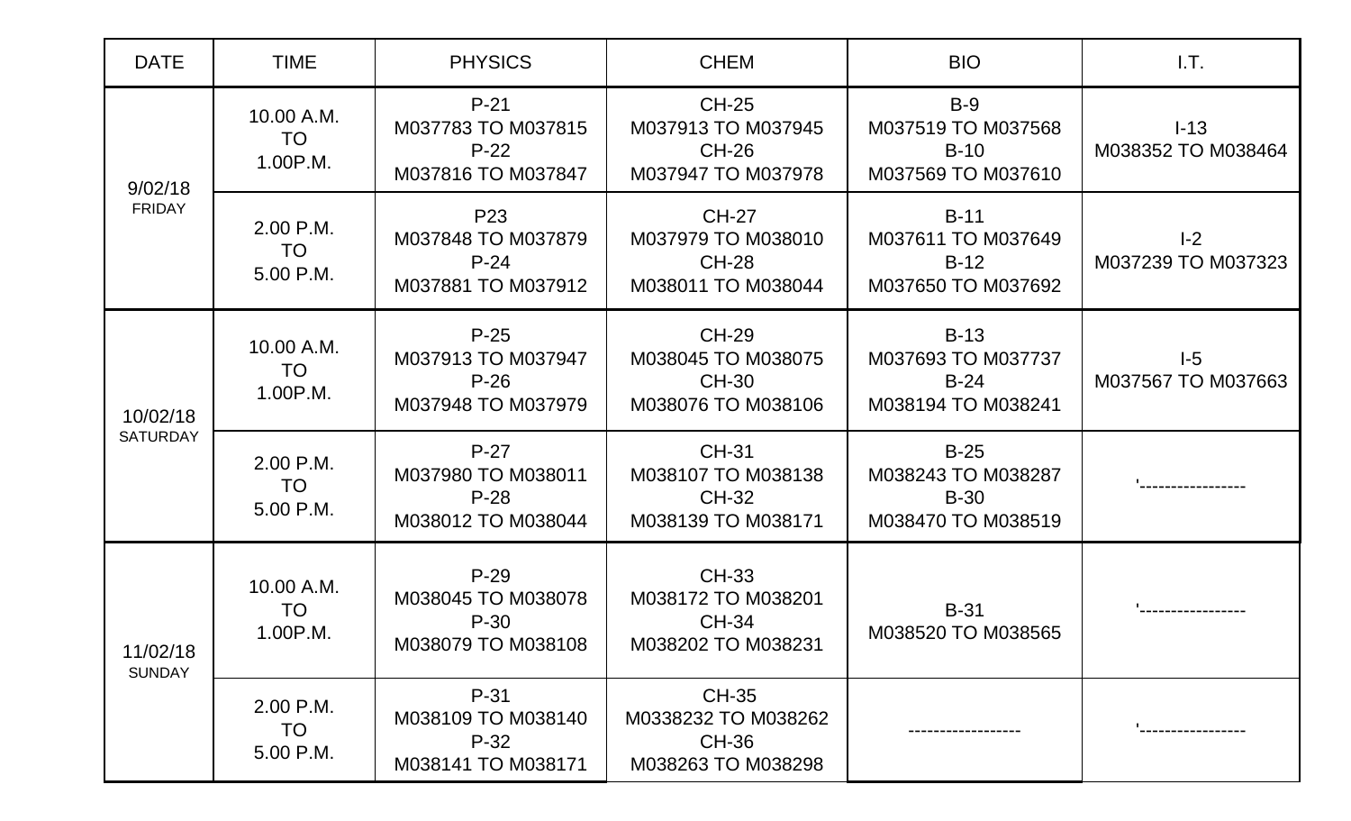| DATE | TIME | PHYSICS | CHEM | BIO | I.T. |
|---|---|---|---|---|---|
| 9/02/18 FRIDAY | 10.00 A.M. TO 1.00P.M. | P-21 M037783 TO M037815 P-22 M037816 TO M037847 | CH-25 M037913 TO M037945 CH-26 M037947 TO M037978 | B-9 M037519 TO M037568 B-10 M037569 TO M037610 | I-13 M038352 TO M038464 |
| | 2.00 P.M. TO 5.00 P.M. | P23 M037848 TO M037879 P-24 M037881 TO M037912 | CH-27 M037979 TO M038010 CH-28 M038011 TO M038044 | B-11 M037611 TO M037649 B-12 M037650 TO M037692 | I-2 M037239 TO M037323 |
| 10/02/18 SATURDAY | 10.00 A.M. TO 1.00P.M. | P-25 M037913 TO M037947 P-26 M037948 TO M037979 | CH-29 M038045 TO M038075 CH-30 M038076 TO M038106 | B-13 M037693 TO M037737 B-24 M038194 TO M038241 | I-5 M037567 TO M037663 |
| | 2.00 P.M. TO 5.00 P.M. | P-27 M037980 TO M038011 P-28 M038012 TO M038044 | CH-31 M038107 TO M038138 CH-32 M038139 TO M038171 | B-25 M038243 TO M038287 B-30 M038470 TO M038519 | '----------------- |
| 11/02/18 SUNDAY | 10.00 A.M. TO 1.00P.M. | P-29 M038045 TO M038078 P-30 M038079 TO M038108 | CH-33 M038172 TO M038201 CH-34 M038202 TO M038231 | B-31 M038520 TO M038565 | '----------------- |
| | 2.00 P.M. TO 5.00 P.M. | P-31 M038109 TO M038140 P-32 M038141 TO M038171 | CH-35 M0338232 TO M038262 CH-36 M038263 TO M038298 | ------------------ | '----------------- |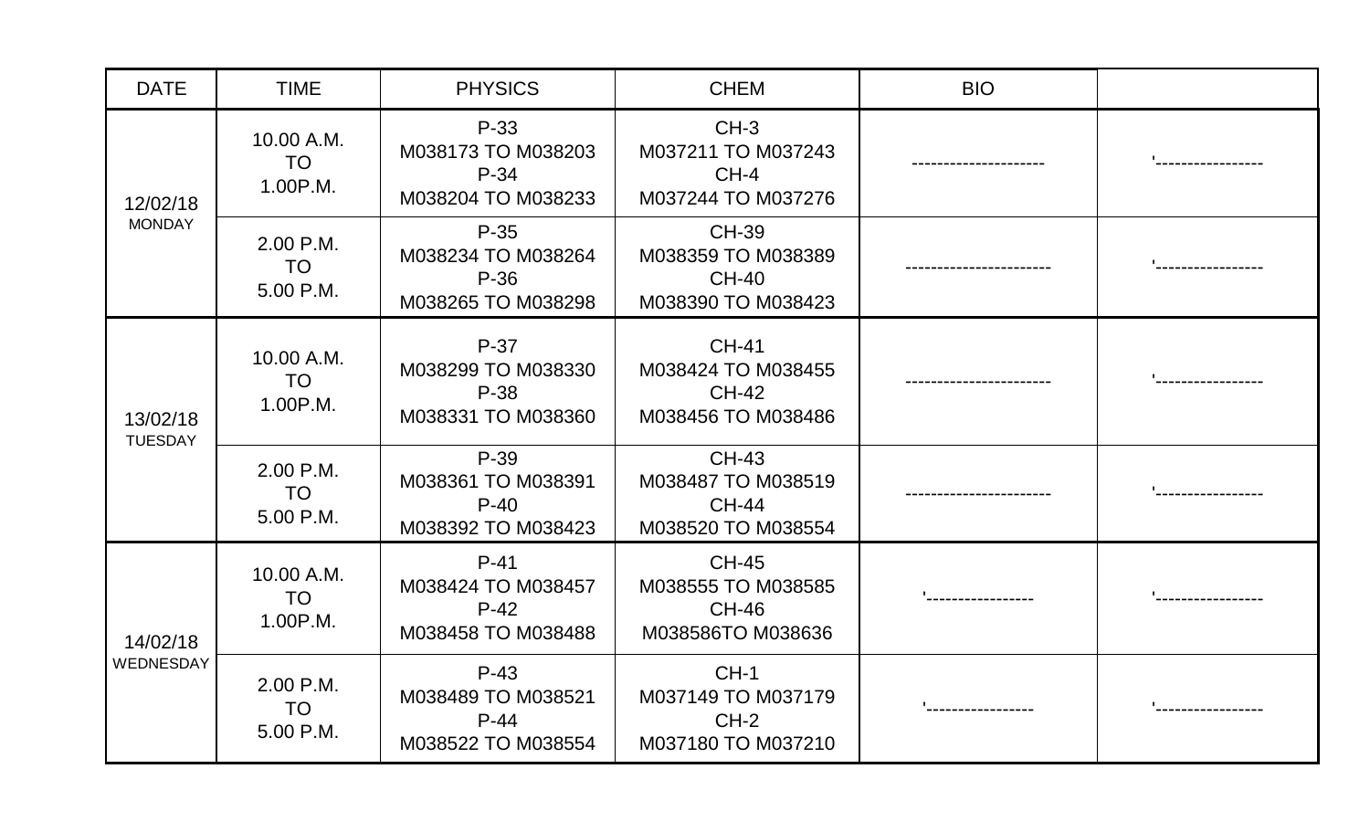| DATE | TIME | PHYSICS | CHEM | BIO | |
|---|---|---|---|---|---|
| 12/02/18 MONDAY | 10.00 A.M. TO 1.00P.M. | P-33 M038173 TO M038203 P-34 M038204 TO M038233 | CH-3 M037211 TO M037243 CH-4 M037244 TO M037276 | -------------------- | '---------------- |
| | 2.00 P.M. TO 5.00 P.M. | P-35 M038234 TO M038264 P-36 M038265 TO M038298 | CH-39 M038359 TO M038389 CH-40 M038390 TO M038423 | ---------------------- | '---------------- |
| 13/02/18 TUESDAY | 10.00 A.M. TO 1.00P.M. | P-37 M038299 TO M038330 P-38 M038331 TO M038360 | CH-41 M038424 TO M038455 CH-42 M038456 TO M038486 | ---------------------- | '---------------- |
| | 2.00 P.M. TO 5.00 P.M. | P-39 M038361 TO M038391 P-40 M038392 TO M038423 | CH-43 M038487 TO M038519 CH-44 M038520 TO M038554 | ---------------------- | '---------------- |
| 14/02/18 WEDNESDAY | 10.00 A.M. TO 1.00P.M. | P-41 M038424 TO M038457 P-42 M038458 TO M038488 | CH-45 M038555 TO M038585 CH-46 M038586TO M038636 | '---------------- | '---------------- |
| | 2.00 P.M. TO 5.00 P.M. | P-43 M038489 TO M038521 P-44 M038522 TO M038554 | CH-1 M037149 TO M037179 CH-2 M037180 TO M037210 | '---------------- | '---------------- |